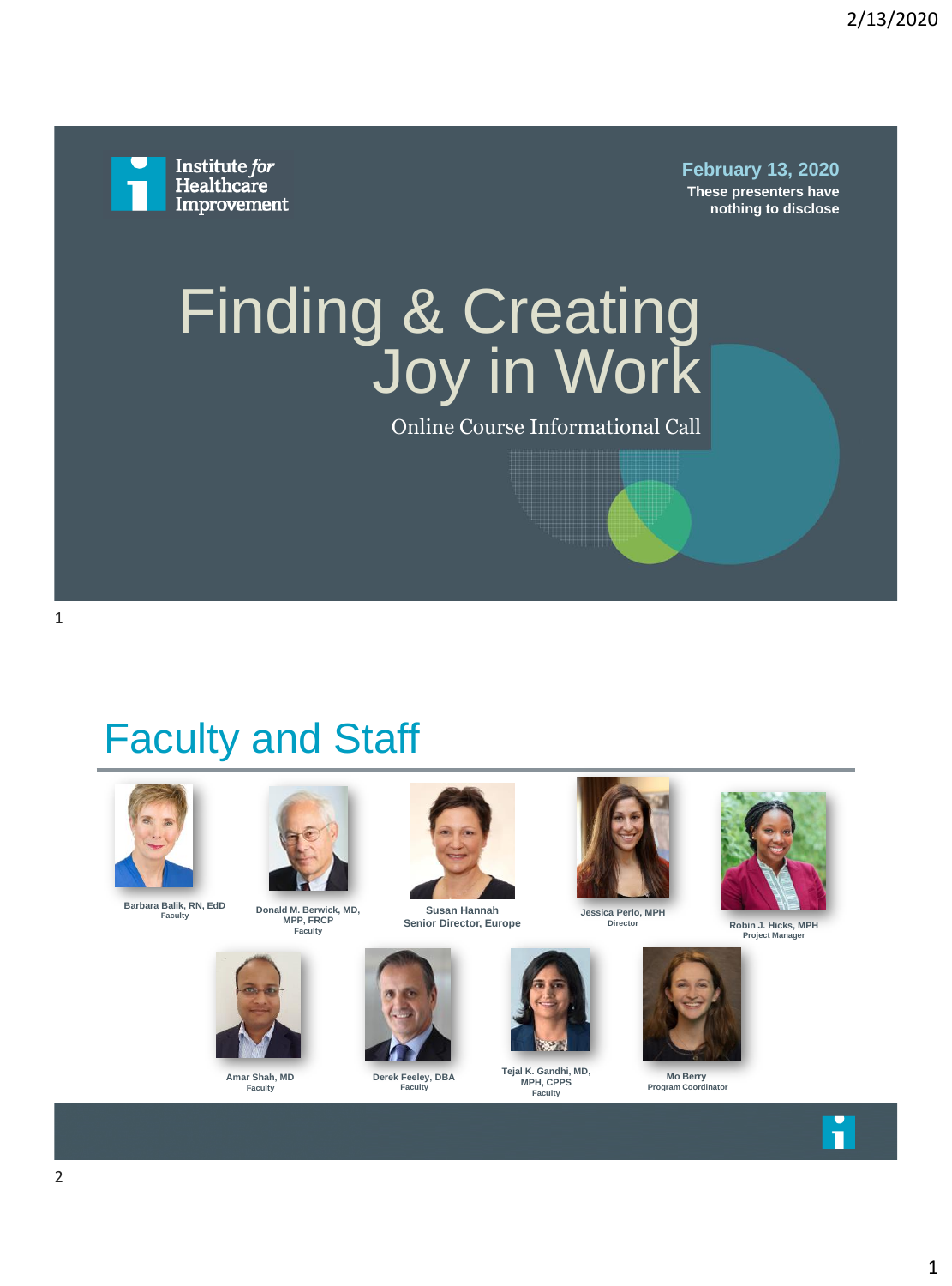Institute *for* Healthcare Improvement

**February 13, 2020**

**These presenters have nothing to disclose**

# Finding & Creating Joy in Work

Online Course Informational Call

## Faculty and Staff

**Barbara Balik, RN, EdD**
Faculty

**Donald M. Berwick, MD, MPP, FRCP**
Faculty

**Susan Hannah**
Senior Director, Europe

**Jessica Perlo, MPH**
Director

**Robin J. Hicks, MPH**
Project Manager

**Amar Shah, MD**
Faculty

**Derek Feeley, DBA**
Faculty

**Tejal K. Gandhi, MD, MPH, CPPS**
Faculty

**Mo Berry**
Program Coordinator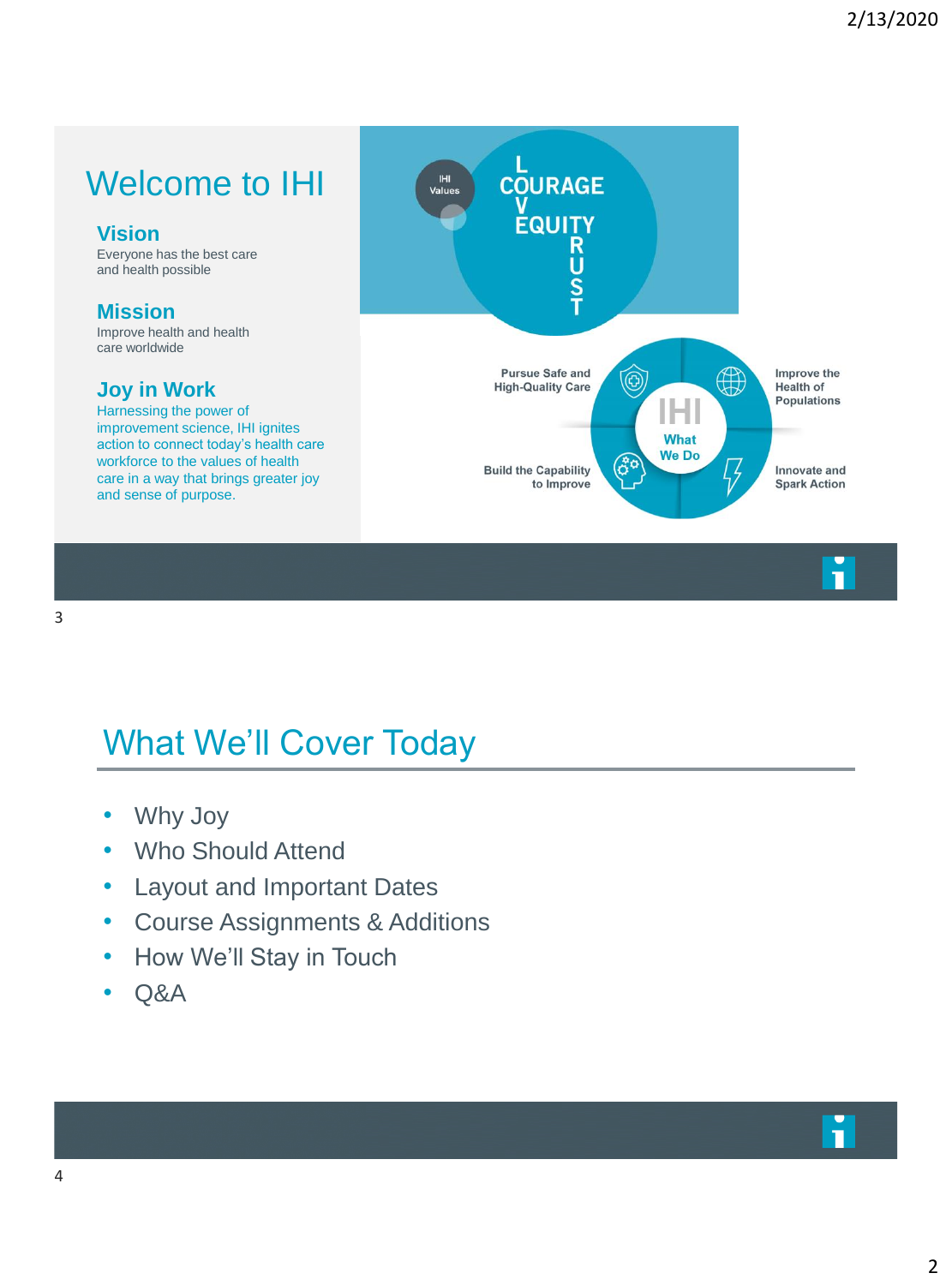# Welcome to IHI

## Vision

Everyone has the best care and health possible

## Mission

Improve health and health care worldwide

## Joy in Work

Harnessing the power of improvement science, IHI ignites action to connect today's health care workforce to the values of health care in a way that brings greater joy and sense of purpose.

IHI Values

LOVE
COURAGE
EQUITY
TRUST

IHI What We Do

- Pursue Safe and High-Quality Care
- Improve the Health of Populations
- Build the Capability to Improve
- Innovate and Spark Action

# What We'll Cover Today

- Why Joy
- Who Should Attend
- Layout and Important Dates
- Course Assignments & Additions
- How We'll Stay in Touch
- Q&A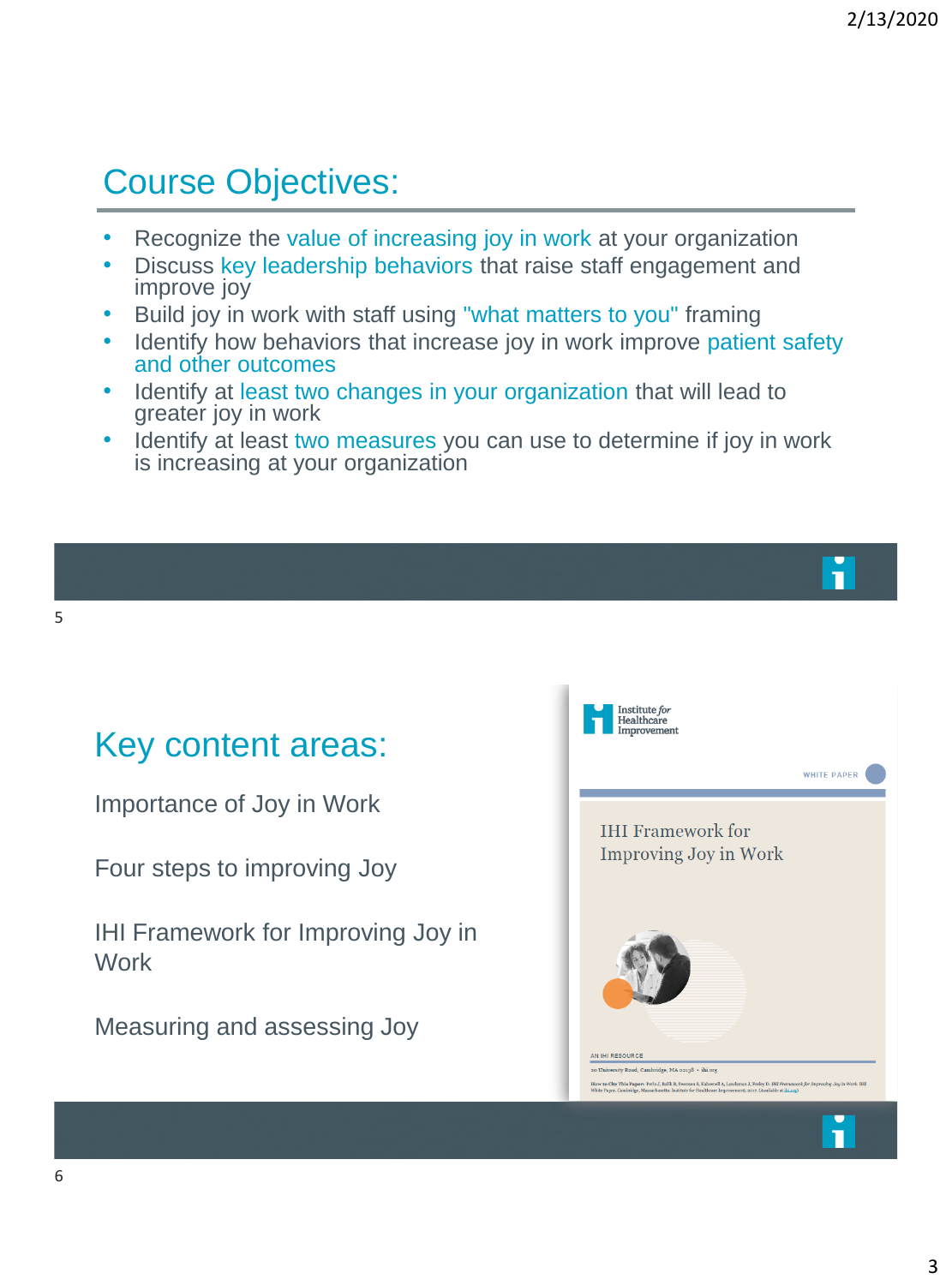## Course Objectives:

- Recognize the value of increasing joy in work at your organization
- Discuss key leadership behaviors that raise staff engagement and improve joy
- Build joy in work with staff using "what matters to you" framing
- Identify how behaviors that increase joy in work improve patient safety and other outcomes
- Identify at least two changes in your organization that will lead to greater joy in work
- Identify at least two measures you can use to determine if joy in work is increasing at your organization

## Key content areas:

Importance of Joy in Work

Four steps to improving Joy

IHI Framework for Improving Joy in Work

Measuring and assessing Joy

Institute for Healthcare Improvement

WHITE PAPER

IHI Framework for Improving Joy in Work

AN IHI RESOURCE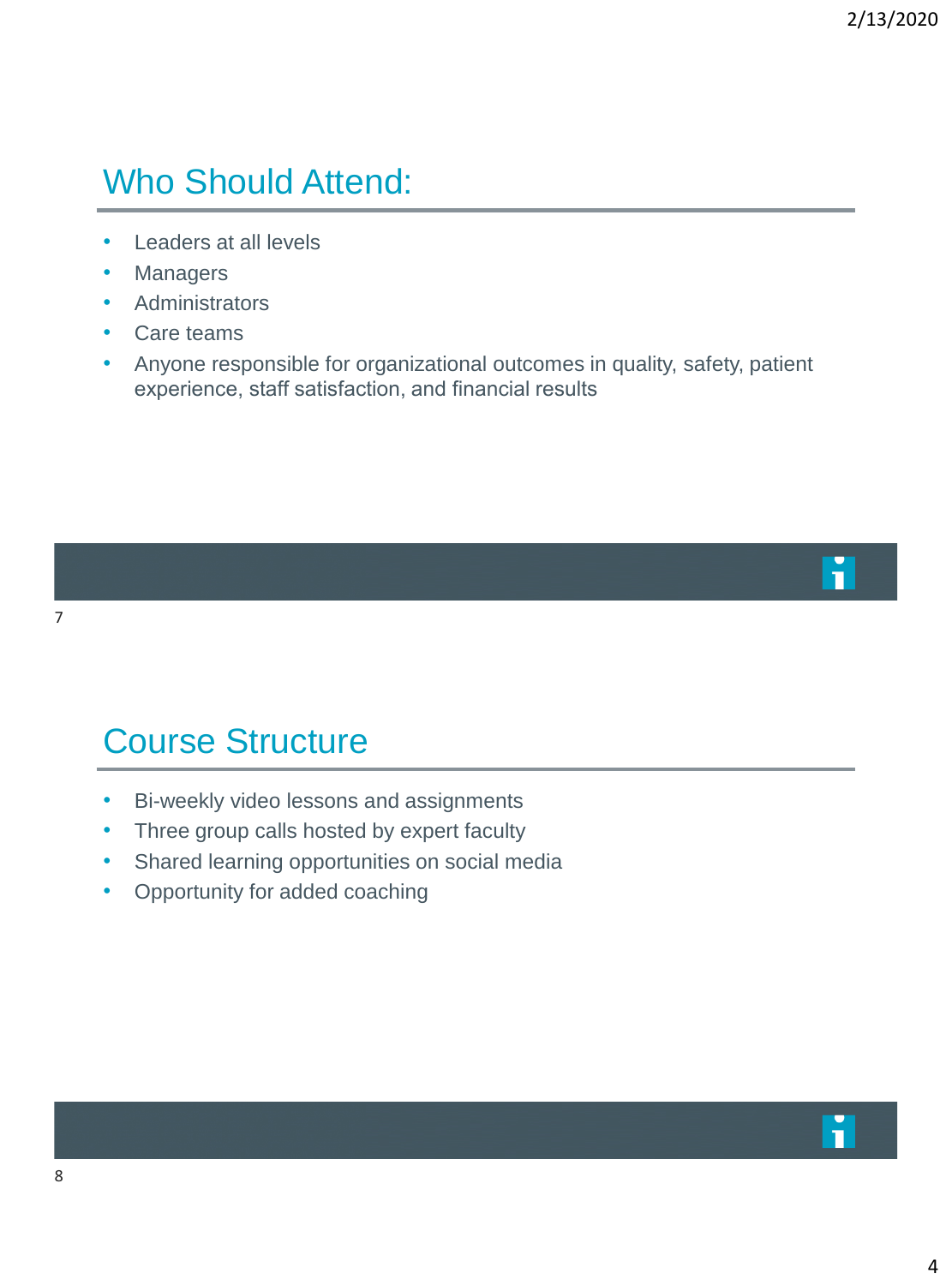## Who Should Attend:

- Leaders at all levels
- Managers
- Administrators
- Care teams
- Anyone responsible for organizational outcomes in quality, safety, patient experience, staff satisfaction, and financial results

## Course Structure

- Bi-weekly video lessons and assignments
- Three group calls hosted by expert faculty
- Shared learning opportunities on social media
- Opportunity for added coaching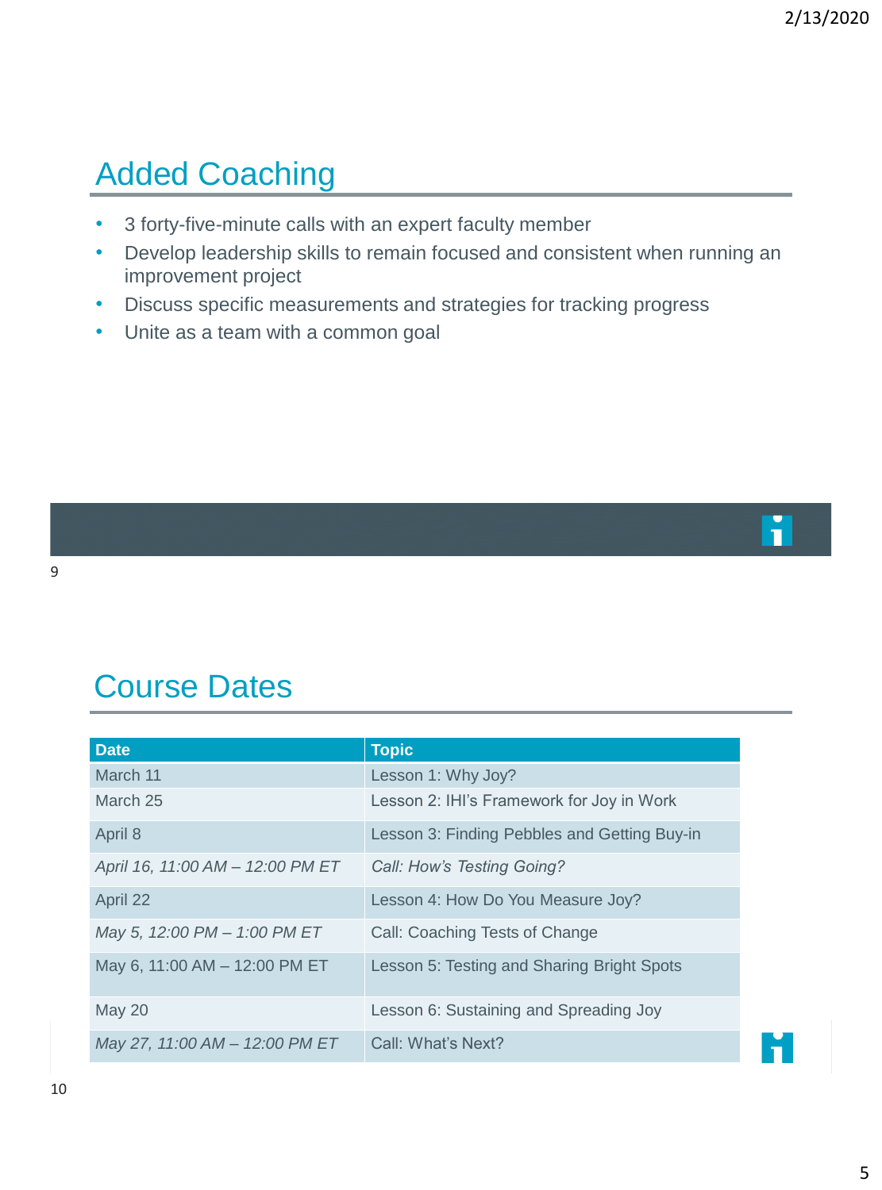## Added Coaching

- 3 forty-five-minute calls with an expert faculty member
- Develop leadership skills to remain focused and consistent when running an improvement project
- Discuss specific measurements and strategies for tracking progress
- Unite as a team with a common goal

## Course Dates

| Date | Topic |
|---|---|
| March 11 | Lesson 1: Why Joy? |
| March 25 | Lesson 2: IHI's Framework for Joy in Work |
| April 8 | Lesson 3: Finding Pebbles and Getting Buy-in |
| *April 16, 11:00 AM – 12:00 PM ET* | *Call: How's Testing Going?* |
| April 22 | Lesson 4: How Do You Measure Joy? |
| *May 5, 12:00 PM – 1:00 PM ET* | Call: Coaching Tests of Change |
| May 6, 11:00 AM – 12:00 PM ET | Lesson 5: Testing and Sharing Bright Spots |
| May 20 | Lesson 6: Sustaining and Spreading Joy |
| *May 27, 11:00 AM – 12:00 PM ET* | Call: What's Next? |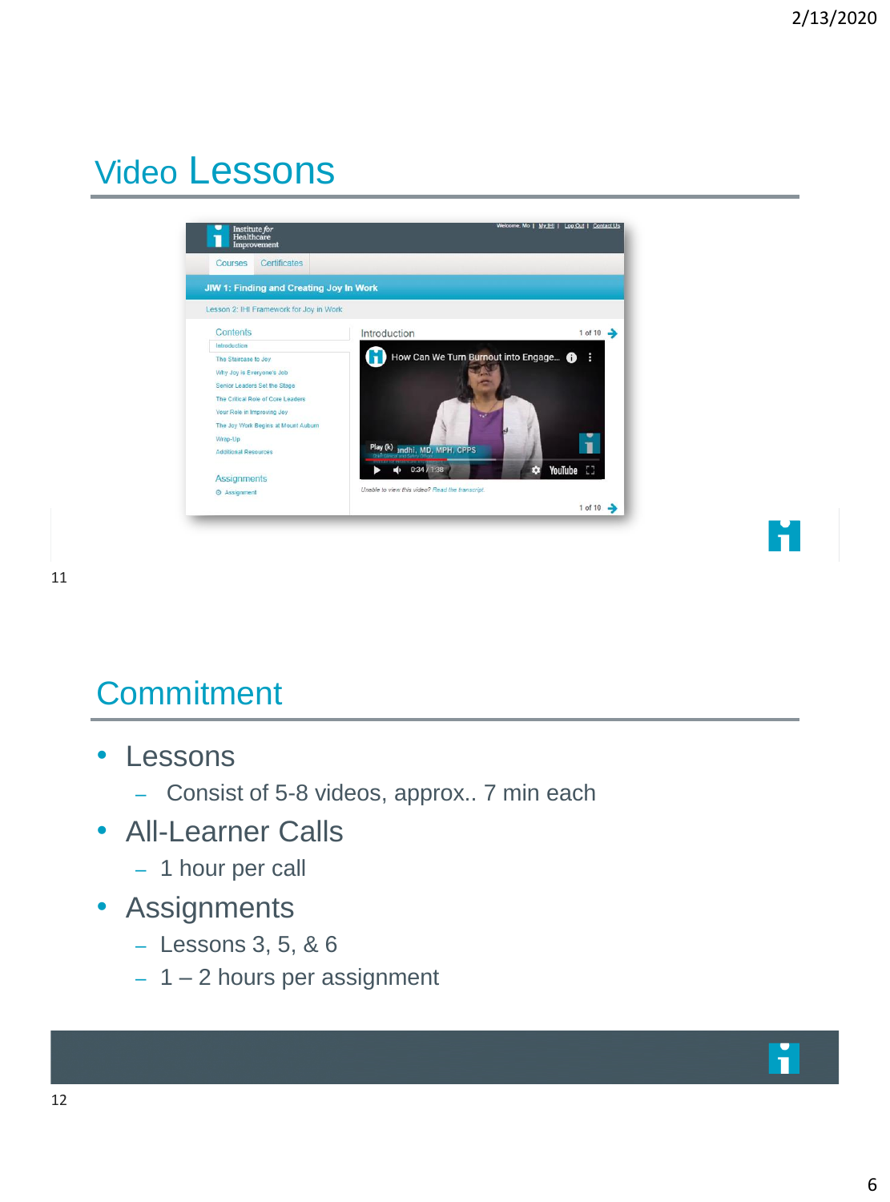## Video Lessons

## Commitment

- Lessons
  - Consist of 5-8 videos, approx.. 7 min each
- All-Learner Calls
  - 1 hour per call
- Assignments
  - Lessons 3, 5, & 6
  - 1 – 2 hours per assignment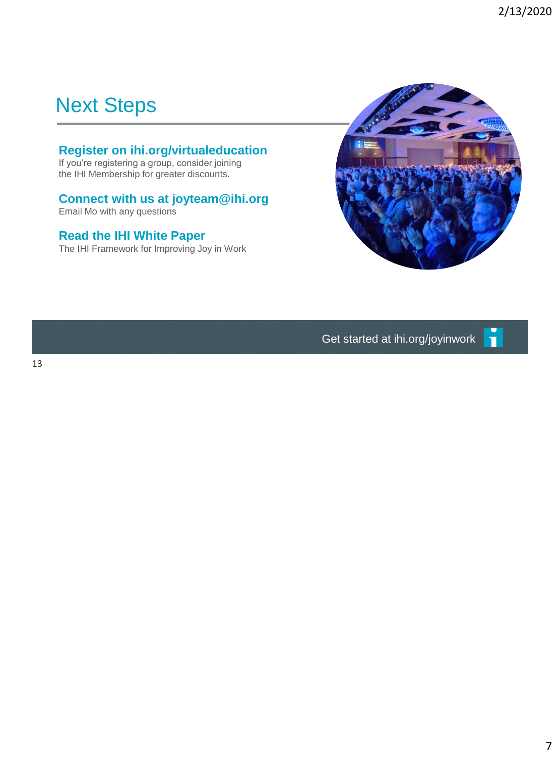# Next Steps

**Register on ihi.org/virtualeducation**
If you're registering a group, consider joining the IHI Membership for greater discounts.

**Connect with us at joyteam@ihi.org**
Email Mo with any questions

**Read the IHI White Paper**
The IHI Framework for Improving Joy in Work

Get started at ihi.org/joyinwork